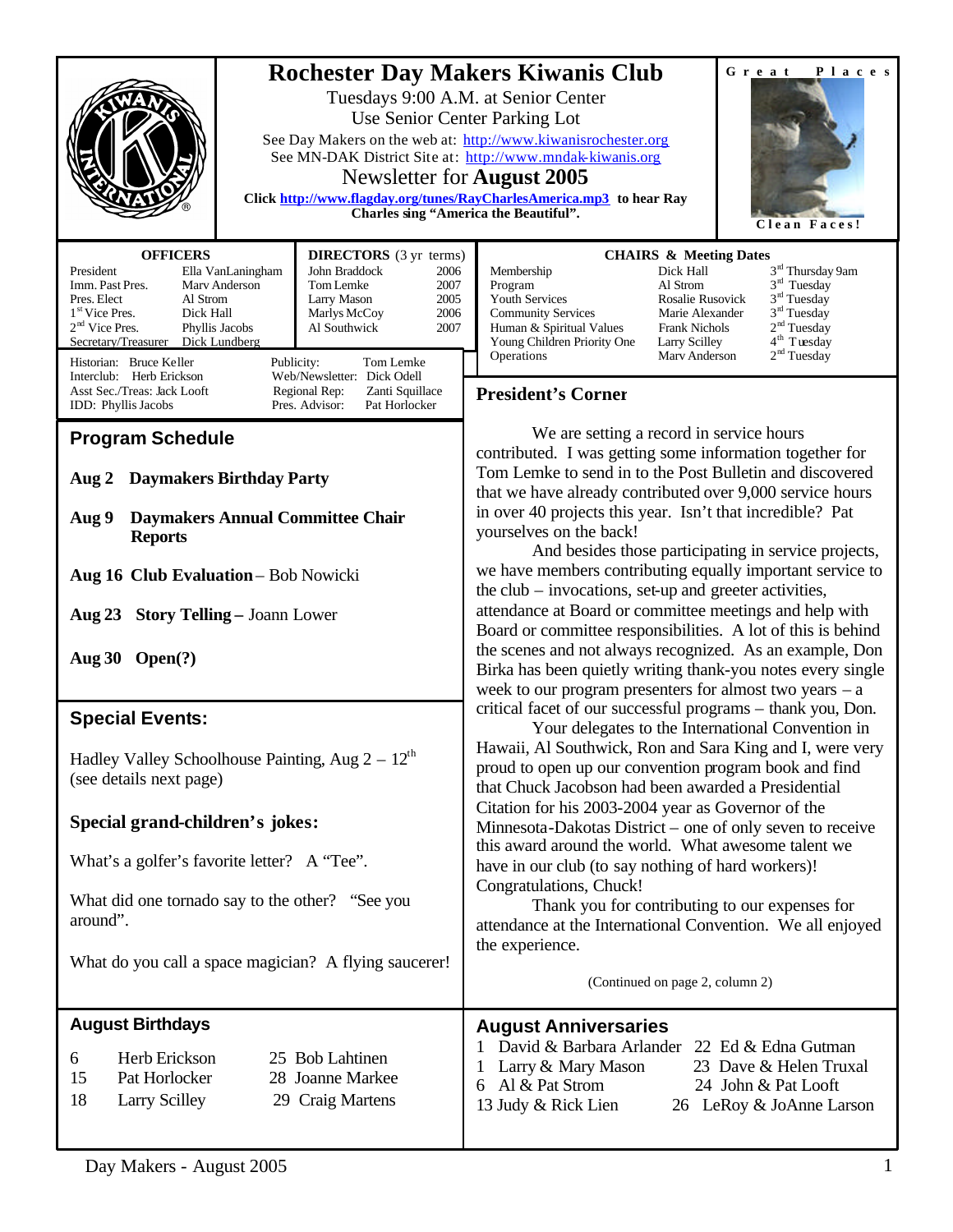# Rochester Day Makers Kiwanis Club

Tuesdays 9:00 A.M. at Senior Center
Use Senior Center Parking Lot

See Day Makers on the web at: http://www.kiwanisrochester.org
See MN-DAK District Site at: http://www.mndak-kiwanis.org

## Newsletter for **August 2005**

**Click http://www.flagday.org/tunes/RayCharlesAmerica.mp3 to hear Ray Charles sing "America the Beautiful".**

Great Places — Clean Faces!

### OFFICERS

| | |
|---|---|
| President | Ella VanLaningham |
| Imm. Past Pres. | Marv Anderson |
| Pres. Elect | Al Strom |
| 1st Vice Pres. | Dick Hall |
| 2nd Vice Pres. | Phyllis Jacobs |
| Secretary/Treasurer | Dick Lundberg |

### DIRECTORS (3 yr terms)

| | |
|---|---|
| John Braddock | 2006 |
| Tom Lemke | 2007 |
| Larry Mason | 2005 |
| Marlys McCoy | 2006 |
| Al Southwick | 2007 |

| | | | |
|---|---|---|---|
| Historian: | Bruce Keller | Publicity: | Tom Lemke |
| Interclub: | Herb Erickson | Web/Newsletter: | Dick Odell |
| Asst Sec./Treas: | Jack Looft | Regional Rep: | Zanti Squillace |
| IDD: | Phyllis Jacobs | Pres. Advisor: | Pat Horlocker |

### CHAIRS & Meeting Dates

| | | |
|---|---|---|
| Membership | Dick Hall | 3rd Thursday 9am |
| Program | Al Strom | 3rd Tuesday |
| Youth Services | Rosalie Rusovick | 3rd Tuesday |
| Community Services | Marie Alexander | 3rd Tuesday |
| Human & Spiritual Values | Frank Nichols | 2nd Tuesday |
| Young Children Priority One | Larry Scilley | 4th Tuesday |
| Operations | Marv Anderson | 2nd Tuesday |

## Program Schedule

**Aug 2 Daymakers Birthday Party**

**Aug 9 Daymakers Annual Committee Chair Reports**

**Aug 16 Club Evaluation** – Bob Nowicki

**Aug 23 Story Telling –** Joann Lower

**Aug 30 Open(?)**

## Special Events:

Hadley Valley Schoolhouse Painting, Aug 2 – 12th (see details next page)

### Special grand-children's jokes:

What's a golfer's favorite letter? A "Tee".

What did one tornado say to the other? "See you around".

What do you call a space magician? A flying saucerer!

## President's Corner

We are setting a record in service hours contributed. I was getting some information together for Tom Lemke to send in to the Post Bulletin and discovered that we have already contributed over 9,000 service hours in over 40 projects this year. Isn't that incredible? Pat yourselves on the back!

And besides those participating in service projects, we have members contributing equally important service to the club – invocations, set-up and greeter activities, attendance at Board or committee meetings and help with Board or committee responsibilities. A lot of this is behind the scenes and not always recognized. As an example, Don Birka has been quietly writing thank-you notes every single week to our program presenters for almost two years – a critical facet of our successful programs – thank you, Don.

Your delegates to the International Convention in Hawaii, Al Southwick, Ron and Sara King and I, were very proud to open up our convention program book and find that Chuck Jacobson had been awarded a Presidential Citation for his 2003-2004 year as Governor of the Minnesota-Dakotas District – one of only seven to receive this award around the world. What awesome talent we have in our club (to say nothing of hard workers)! Congratulations, Chuck!

Thank you for contributing to our expenses for attendance at the International Convention. We all enjoyed the experience.

(Continued on page 2, column 2)

## August Birthdays

| | | | |
|---|---|---|---|
| 6 | Herb Erickson | 25 | Bob Lahtinen |
| 15 | Pat Horlocker | 28 | Joanne Markee |
| 18 | Larry Scilley | 29 | Craig Martens |

## August Anniversaries

| | | | |
|---|---|---|---|
| 1 | David & Barbara Arlander | 22 | Ed & Edna Gutman |
| 1 | Larry & Mary Mason | 23 | Dave & Helen Truxal |
| 6 | Al & Pat Strom | 24 | John & Pat Looft |
| 13 | Judy & Rick Lien | 26 | LeRoy & JoAnne Larson |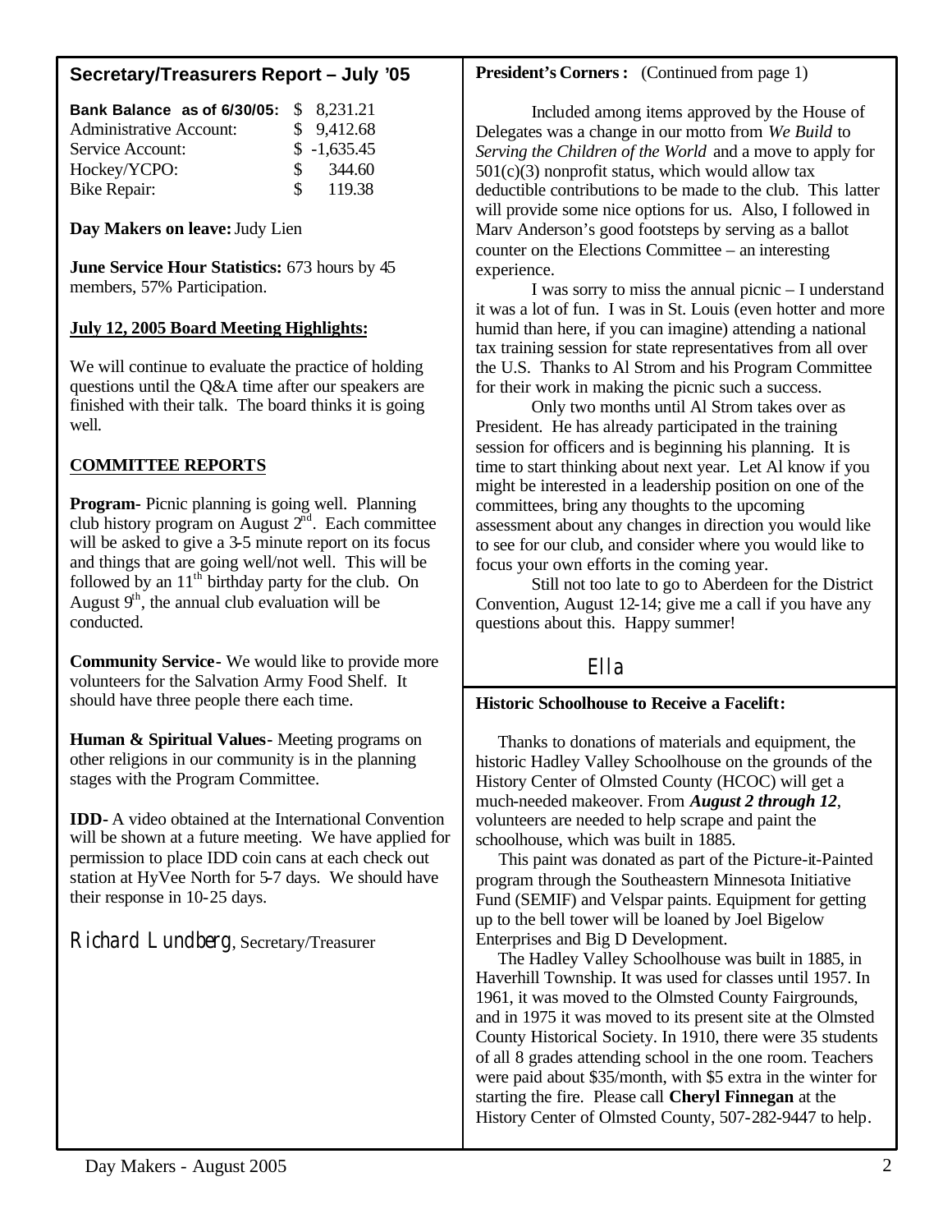## Secretary/Treasurers Report – July '05

| | |
|---|---|
| **Bank Balance as of 6/30/05:** | $ 8,231.21 |
| Administrative Account: | $ 9,412.68 |
| Service Account: | $ -1,635.45 |
| Hockey/YCPO: | $ 344.60 |
| Bike Repair: | $ 119.38 |

**Day Makers on leave:** Judy Lien

**June Service Hour Statistics:** 673 hours by 45 members, 57% Participation.

**July 12, 2005 Board Meeting Highlights:**

We will continue to evaluate the practice of holding questions until the Q&A time after our speakers are finished with their talk. The board thinks it is going well.

**COMMITTEE REPORTS**

**Program-** Picnic planning is going well. Planning club history program on August 2nd. Each committee will be asked to give a 3-5 minute report on its focus and things that are going well/not well. This will be followed by an 11th birthday party for the club. On August 9th, the annual club evaluation will be conducted.

**Community Service-** We would like to provide more volunteers for the Salvation Army Food Shelf. It should have three people there each time.

**Human & Spiritual Values-** Meeting programs on other religions in our community is in the planning stages with the Program Committee.

**IDD-** A video obtained at the International Convention will be shown at a future meeting. We have applied for permission to place IDD coin cans at each check out station at HyVee North for 5-7 days. We should have their response in 10-25 days.

Richard Lundberg, Secretary/Treasurer

**President's Corners:** (Continued from page 1)

Included among items approved by the House of Delegates was a change in our motto from *We Build* to *Serving the Children of the World* and a move to apply for 501(c)(3) nonprofit status, which would allow tax deductible contributions to be made to the club. This latter will provide some nice options for us. Also, I followed in Marv Anderson's good footsteps by serving as a ballot counter on the Elections Committee – an interesting experience.

I was sorry to miss the annual picnic – I understand it was a lot of fun. I was in St. Louis (even hotter and more humid than here, if you can imagine) attending a national tax training session for state representatives from all over the U.S. Thanks to Al Strom and his Program Committee for their work in making the picnic such a success.

Only two months until Al Strom takes over as President. He has already participated in the training session for officers and is beginning his planning. It is time to start thinking about next year. Let Al know if you might be interested in a leadership position on one of the committees, bring any thoughts to the upcoming assessment about any changes in direction you would like to see for our club, and consider where you would like to focus your own efforts in the coming year.

Still not too late to go to Aberdeen for the District Convention, August 12-14; give me a call if you have any questions about this. Happy summer!

Ella

**Historic Schoolhouse to Receive a Facelift:**

Thanks to donations of materials and equipment, the historic Hadley Valley Schoolhouse on the grounds of the History Center of Olmsted County (HCOC) will get a much-needed makeover. From ***August 2 through 12***, volunteers are needed to help scrape and paint the schoolhouse, which was built in 1885.

This paint was donated as part of the Picture-it-Painted program through the Southeastern Minnesota Initiative Fund (SEMIF) and Velspar paints. Equipment for getting up to the bell tower will be loaned by Joel Bigelow Enterprises and Big D Development.

The Hadley Valley Schoolhouse was built in 1885, in Haverhill Township. It was used for classes until 1957. In 1961, it was moved to the Olmsted County Fairgrounds, and in 1975 it was moved to its present site at the Olmsted County Historical Society. In 1910, there were 35 students of all 8 grades attending school in the one room. Teachers were paid about $35/month, with $5 extra in the winter for starting the fire. Please call **Cheryl Finnegan** at the History Center of Olmsted County, 507-282-9447 to help.